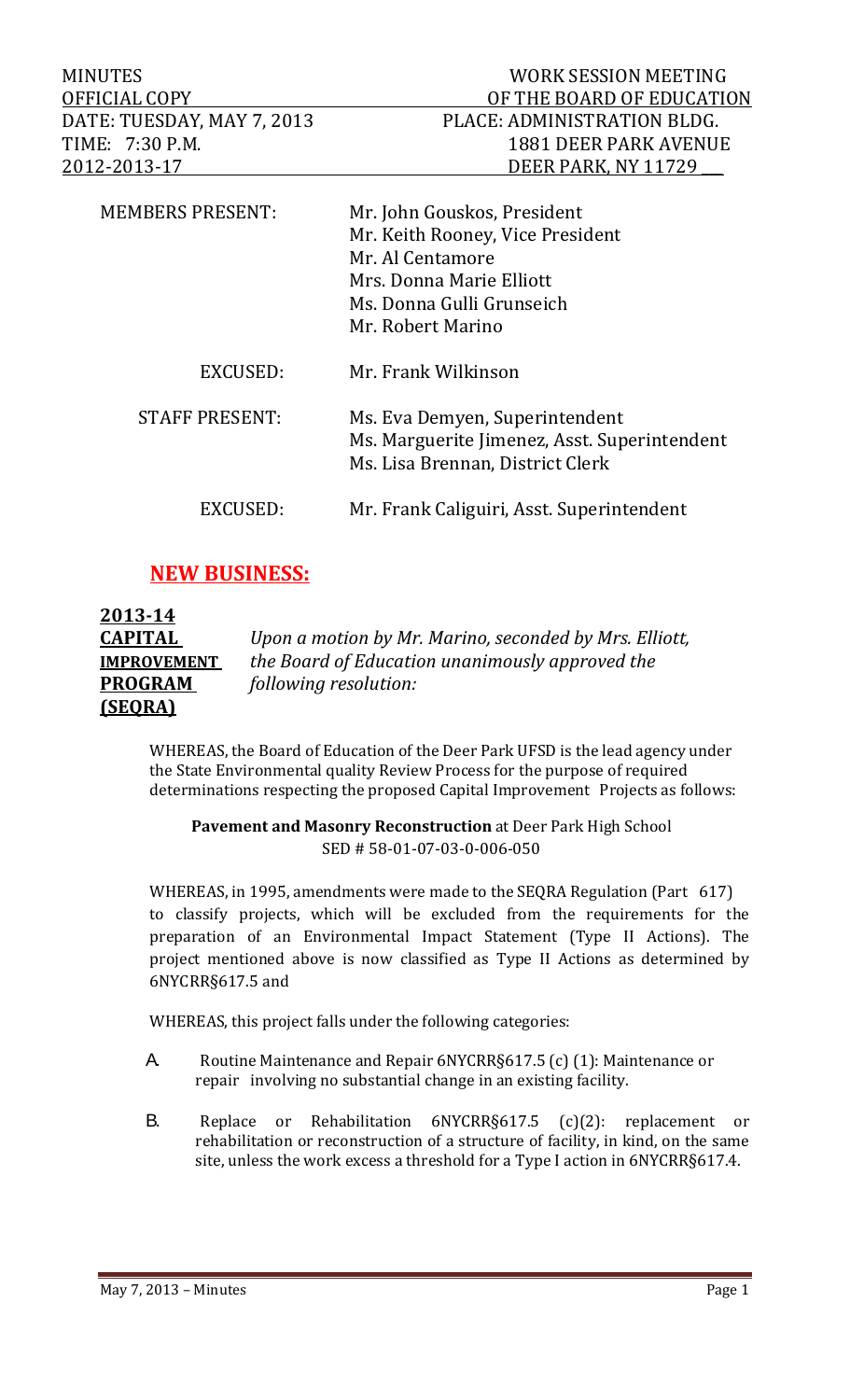| MINUTES | WORK SESSION MEETING |
|---|---|
| OFFICIAL COPY | OF THE BOARD OF EDUCATION |
| DATE: TUESDAY, MAY 7, 2013 | PLACE: ADMINISTRATION BLDG. |
| TIME: 7:30 P.M. | 1881 DEER PARK AVENUE |
| 2012-2013-17 | DEER PARK, NY 11729 |

| | |
|---|---|
| MEMBERS PRESENT: | Mr. John Gouskos, President<br>Mr. Keith Rooney, Vice President<br>Mr. Al Centamore<br>Mrs. Donna Marie Elliott<br>Ms. Donna Gulli Grunseich<br>Mr. Robert Marino |
| EXCUSED: | Mr. Frank Wilkinson |
| STAFF PRESENT: | Ms. Eva Demyen, Superintendent<br>Ms. Marguerite Jimenez, Asst. Superintendent<br>Ms. Lisa Brennan, District Clerk |
| EXCUSED: | Mr. Frank Caliguiri, Asst. Superintendent |

## NEW BUSINESS:

**2013-14 CAPITAL IMPROVEMENT PROGRAM (SEQRA)**

*Upon a motion by Mr. Marino, seconded by Mrs. Elliott, the Board of Education unanimously approved the following resolution:*

WHEREAS, the Board of Education of the Deer Park UFSD is the lead agency under the State Environmental quality Review Process for the purpose of required determinations respecting the proposed Capital Improvement Projects as follows:

**Pavement and Masonry Reconstruction** at Deer Park High School
SED # 58-01-07-03-0-006-050

WHEREAS, in 1995, amendments were made to the SEQRA Regulation (Part 617) to classify projects, which will be excluded from the requirements for the preparation of an Environmental Impact Statement (Type II Actions). The project mentioned above is now classified as Type II Actions as determined by 6NYCRR§617.5 and

WHEREAS, this project falls under the following categories:

A. Routine Maintenance and Repair 6NYCRR§617.5 (c) (1): Maintenance or repair involving no substantial change in an existing facility.

B. Replace or Rehabilitation 6NYCRR§617.5 (c)(2): replacement or rehabilitation or reconstruction of a structure of facility, in kind, on the same site, unless the work excess a threshold for a Type I action in 6NYCRR§617.4.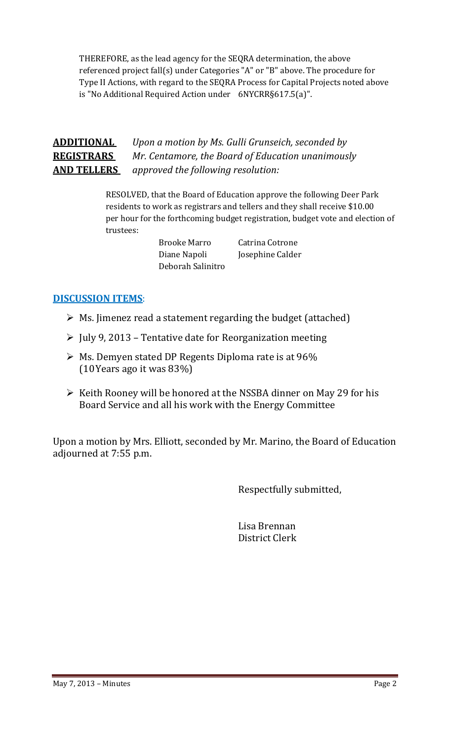THEREFORE, as the lead agency for the SEQRA determination, the above referenced project fall(s) under Categories "A" or "B" above. The procedure for Type II Actions, with regard to the SEQRA Process for Capital Projects noted above is "No Additional Required Action under 6NYCRR§617.5(a)".

**ADDITIONAL REGISTRARS AND TELLERS** *Upon a motion by Ms. Gulli Grunseich, seconded by Mr. Centamore, the Board of Education unanimously approved the following resolution:*

RESOLVED, that the Board of Education approve the following Deer Park residents to work as registrars and tellers and they shall receive $10.00 per hour for the forthcoming budget registration, budget vote and election of trustees:

Brooke Marro
Catrina Cotrone
Diane Napoli
Josephine Calder
Deborah Salinitro

## DISCUSSION ITEMS:

- Ms. Jimenez read a statement regarding the budget (attached)
- July 9, 2013 – Tentative date for Reorganization meeting
- Ms. Demyen stated DP Regents Diploma rate is at 96% (10Years ago it was 83%)
- Keith Rooney will be honored at the NSSBA dinner on May 29 for his Board Service and all his work with the Energy Committee

Upon a motion by Mrs. Elliott, seconded by Mr. Marino, the Board of Education adjourned at 7:55 p.m.

Respectfully submitted,

Lisa Brennan
District Clerk